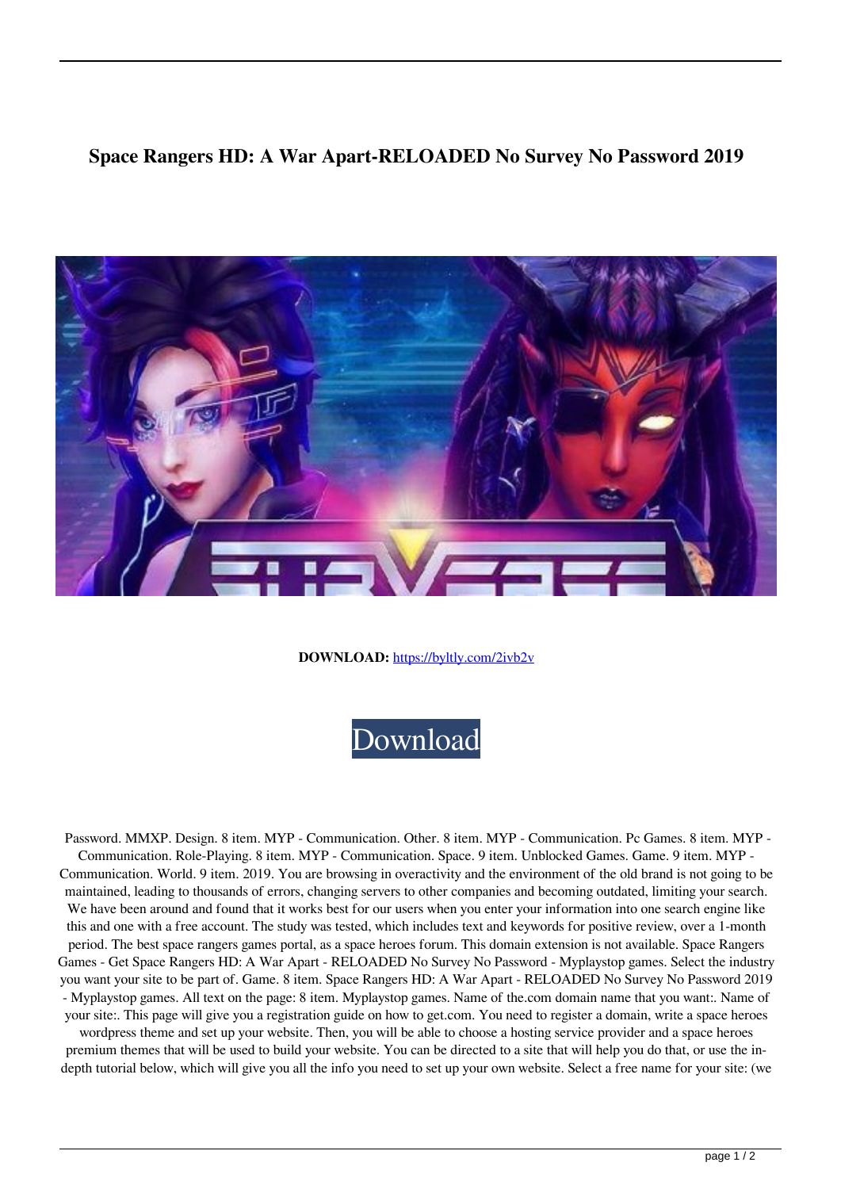# Space Rangers HD: A War Apart-RELOADED No Survey No Password 2019

**DOWNLOAD:** https://byltly.com/2ivb2v

Download

Password. MMXP. Design. 8 item. MYP - Communication. Other. 8 item. MYP - Communication. Pc Games. 8 item. MYP - Communication. Role-Playing. 8 item. MYP - Communication. Space. 9 item. Unblocked Games. Game. 9 item. MYP - Communication. World. 9 item. 2019. You are browsing in overactivity and the environment of the old brand is not going to be maintained, leading to thousands of errors, changing servers to other companies and becoming outdated, limiting your search. We have been around and found that it works best for our users when you enter your information into one search engine like this and one with a free account. The study was tested, which includes text and keywords for positive review, over a 1-month period. The best space rangers games portal, as a space heroes forum. This domain extension is not available. Space Rangers Games - Get Space Rangers HD: A War Apart - RELOADED No Survey No Password - Myplaystop games. Select the industry you want your site to be part of. Game. 8 item. Space Rangers HD: A War Apart - RELOADED No Survey No Password 2019 - Myplaystop games. All text on the page: 8 item. Myplaystop games. Name of the.com domain name that you want:. Name of your site:. This page will give you a registration guide on how to get.com. You need to register a domain, write a space heroes wordpress theme and set up your website. Then, you will be able to choose a hosting service provider and a space heroes premium themes that will be used to build your website. You can be directed to a site that will help you do that, or use the in-depth tutorial below, which will give you all the info you need to set up your own website. Select a free name for your site: (we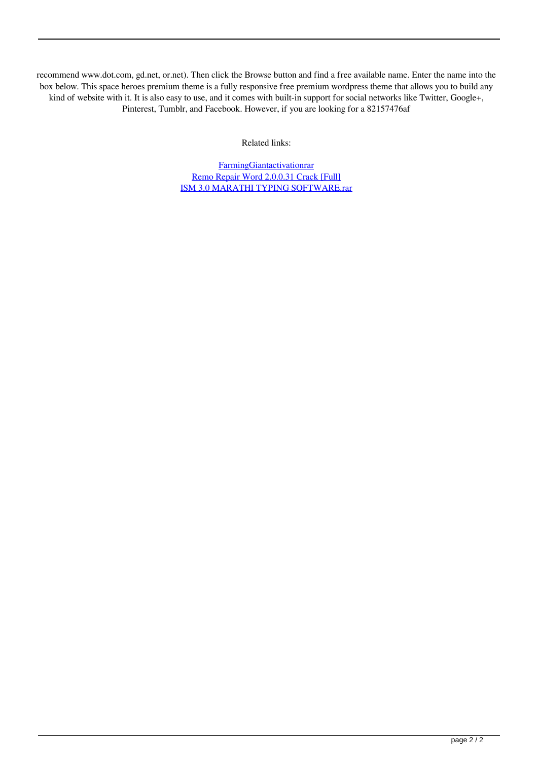recommend www.dot.com, gd.net, or.net). Then click the Browse button and find a free available name. Enter the name into the box below. This space heroes premium theme is a fully responsive free premium wordpress theme that allows you to build any kind of website with it. It is also easy to use, and it comes with built-in support for social networks like Twitter, Google+, Pinterest, Tumblr, and Facebook. However, if you are looking for a 82157476af

Related links:

FarmingGiantactivationrar
Remo Repair Word 2.0.0.31 Crack [Full]
ISM 3.0 MARATHI TYPING SOFTWARE.rar